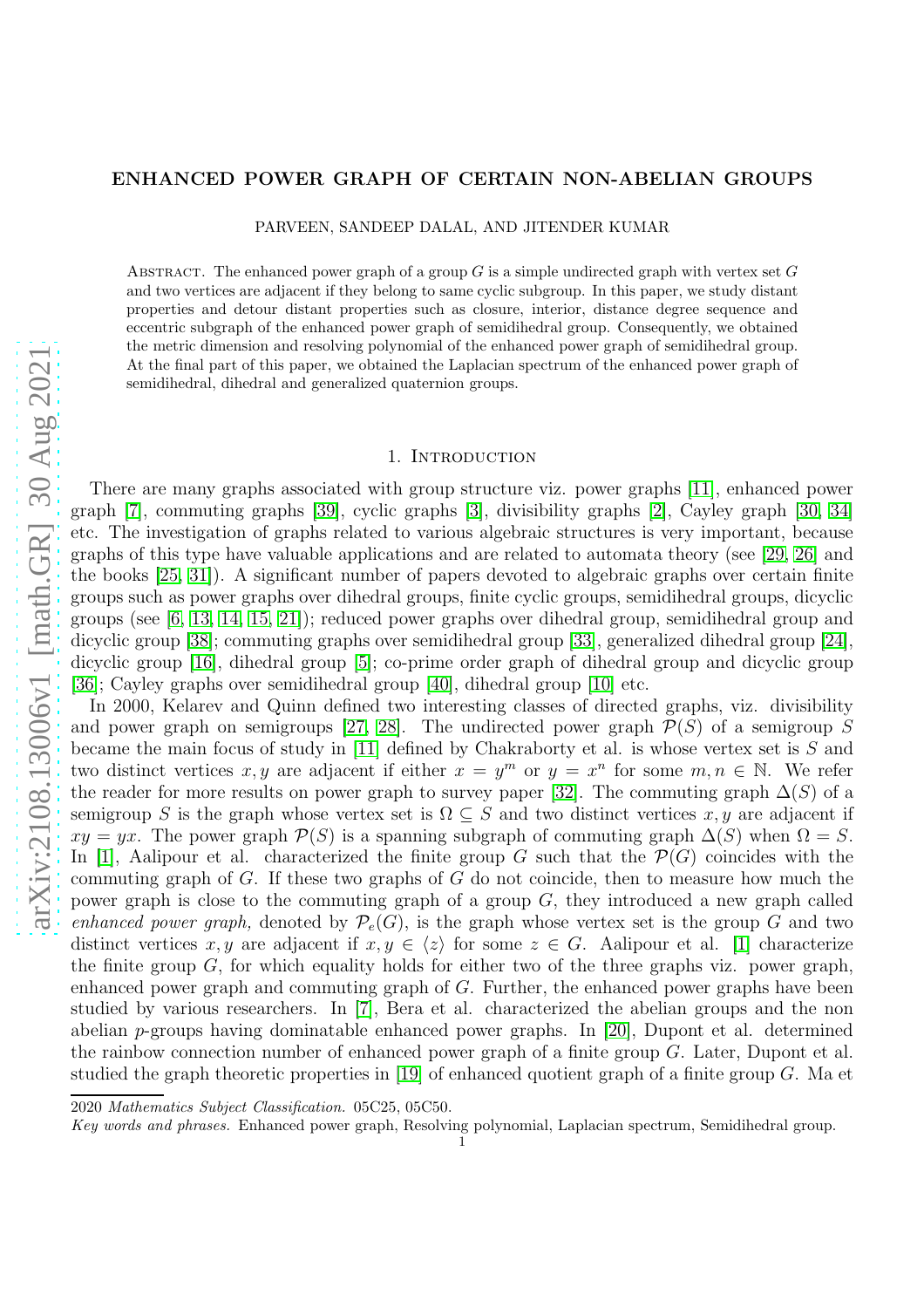# ENHANCED POWER GRAPH OF CERTAIN NON-ABELIAN GROUPS

PARVEEN, SANDEEP DALAL, AND JITENDER KUMAR

Abstract. The enhanced power graph of a group $G$ is a simple undirected graph with vertex set $G$ and two vertices are adjacent if they belong to same cyclic subgroup. In this paper, we study distant properties and detour distant properties such as closure, interior, distance degree sequence and eccentric subgraph of the enhanced power graph of semidihedral group. Consequently, we obtained the metric dimension and resolving polynomial of the enhanced power graph of semidihedral group. At the final part of this paper, we obtained the Laplacian spectrum of the enhanced power graph of semidihedral, dihedral and generalized quaternion groups.

## 1. Introduction

There are many graphs associated with group structure viz. power graphs [11], enhanced power graph [7], commuting graphs [39], cyclic graphs [3], divisibility graphs [2], Cayley graph [30, 34] etc. The investigation of graphs related to various algebraic structures is very important, because graphs of this type have valuable applications and are related to automata theory (see [29, 26] and the books [25, 31]). A significant number of papers devoted to algebraic graphs over certain finite groups such as power graphs over dihedral groups, finite cyclic groups, semidihedral groups, dicyclic groups (see [6, 13, 14, 15, 21]); reduced power graphs over dihedral group, semidihedral group and dicyclic group [38]; commuting graphs over semidihedral group [33], generalized dihedral group [24], dicyclic group [16], dihedral group [5]; co-prime order graph of dihedral group and dicyclic group [36]; Cayley graphs over semidihedral group [40], dihedral group [10] etc.

In 2000, Kelarev and Quinn defined two interesting classes of directed graphs, viz. divisibility and power graph on semigroups [27, 28]. The undirected power graph $\mathcal{P}(S)$ of a semigroup $S$ became the main focus of study in [11] defined by Chakraborty et al. is whose vertex set is $S$ and two distinct vertices $x, y$ are adjacent if either $x = y^m$ or $y = x^n$ for some $m, n \in \mathbb{N}$. We refer the reader for more results on power graph to survey paper [32]. The commuting graph $\Delta(S)$ of a semigroup $S$ is the graph whose vertex set is $\Omega \subseteq S$ and two distinct vertices $x, y$ are adjacent if $xy = yx$. The power graph $\mathcal{P}(S)$ is a spanning subgraph of commuting graph $\Delta(S)$ when $\Omega = S$. In [1], Aalipour et al. characterized the finite group $G$ such that the $\mathcal{P}(G)$ coincides with the commuting graph of $G$. If these two graphs of $G$ do not coincide, then to measure how much the power graph is close to the commuting graph of a group $G$, they introduced a new graph called *enhanced power graph,* denoted by $\mathcal{P}_e(G)$, is the graph whose vertex set is the group $G$ and two distinct vertices $x, y$ are adjacent if $x, y \in \langle z \rangle$ for some $z \in G$. Aalipour et al. [1] characterize the finite group $G$, for which equality holds for either two of the three graphs viz. power graph, enhanced power graph and commuting graph of $G$. Further, the enhanced power graphs have been studied by various researchers. In [7], Bera et al. characterized the abelian groups and the non abelian $p$-groups having dominatable enhanced power graphs. In [20], Dupont et al. determined the rainbow connection number of enhanced power graph of a finite group $G$. Later, Dupont et al. studied the graph theoretic properties in [19] of enhanced quotient graph of a finite group $G$. Ma et

2020 *Mathematics Subject Classification.* 05C25, 05C50.

*Key words and phrases.* Enhanced power graph, Resolving polynomial, Laplacian spectrum, Semidihedral group.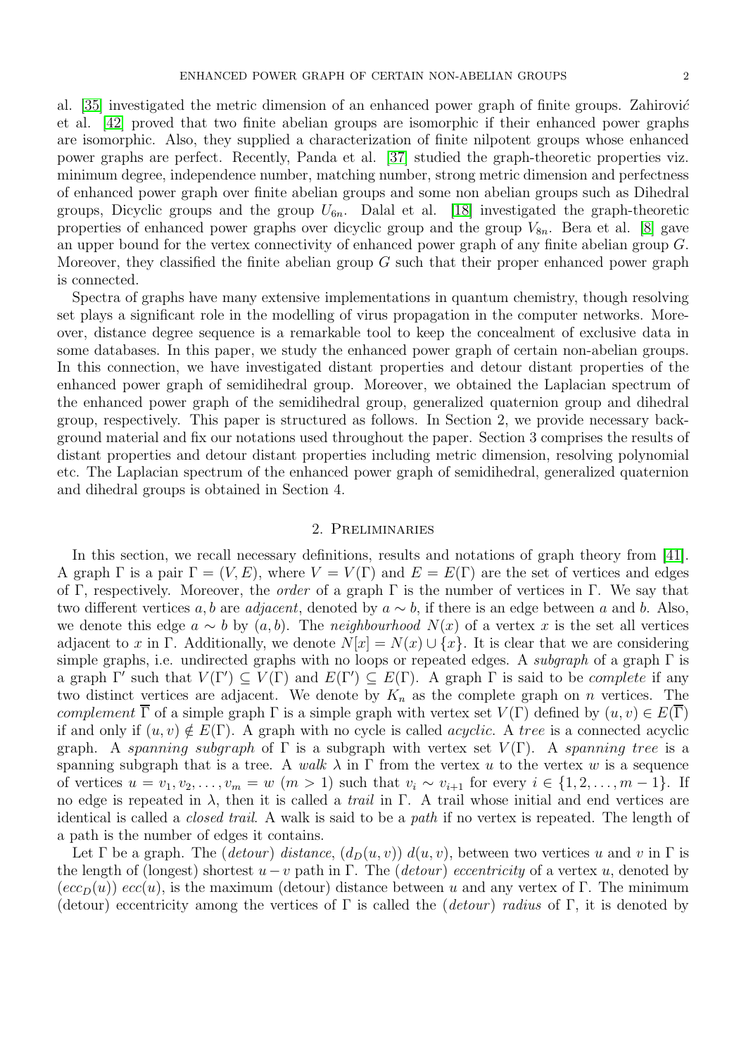al. [35] investigated the metric dimension of an enhanced power graph of finite groups. Zahirović et al. [42] proved that two finite abelian groups are isomorphic if their enhanced power graphs are isomorphic. Also, they supplied a characterization of finite nilpotent groups whose enhanced power graphs are perfect. Recently, Panda et al. [37] studied the graph-theoretic properties viz. minimum degree, independence number, matching number, strong metric dimension and perfectness of enhanced power graph over finite abelian groups and some non abelian groups such as Dihedral groups, Dicyclic groups and the group $U_{6n}$. Dalal et al. [18] investigated the graph-theoretic properties of enhanced power graphs over dicyclic group and the group $V_{8n}$. Bera et al. [8] gave an upper bound for the vertex connectivity of enhanced power graph of any finite abelian group $G$. Moreover, they classified the finite abelian group $G$ such that their proper enhanced power graph is connected.

Spectra of graphs have many extensive implementations in quantum chemistry, though resolving set plays a significant role in the modelling of virus propagation in the computer networks. Moreover, distance degree sequence is a remarkable tool to keep the concealment of exclusive data in some databases. In this paper, we study the enhanced power graph of certain non-abelian groups. In this connection, we have investigated distant properties and detour distant properties of the enhanced power graph of semidihedral group. Moreover, we obtained the Laplacian spectrum of the enhanced power graph of the semidihedral group, generalized quaternion group and dihedral group, respectively. This paper is structured as follows. In Section 2, we provide necessary background material and fix our notations used throughout the paper. Section 3 comprises the results of distant properties and detour distant properties including metric dimension, resolving polynomial etc. The Laplacian spectrum of the enhanced power graph of semidihedral, generalized quaternion and dihedral groups is obtained in Section 4.

## 2. Preliminaries

In this section, we recall necessary definitions, results and notations of graph theory from [41]. A graph $\Gamma$ is a pair $\Gamma = (V, E)$, where $V = V(\Gamma)$ and $E = E(\Gamma)$ are the set of vertices and edges of $\Gamma$, respectively. Moreover, the *order* of a graph $\Gamma$ is the number of vertices in $\Gamma$. We say that two different vertices $a, b$ are *adjacent*, denoted by $a \sim b$, if there is an edge between $a$ and $b$. Also, we denote this edge $a \sim b$ by $(a, b)$. The *neighbourhood* $N(x)$ of a vertex $x$ is the set all vertices adjacent to $x$ in $\Gamma$. Additionally, we denote $N[x] = N(x) \cup \{x\}$. It is clear that we are considering simple graphs, i.e. undirected graphs with no loops or repeated edges. A *subgraph* of a graph $\Gamma$ is a graph $\Gamma'$ such that $V(\Gamma') \subseteq V(\Gamma)$ and $E(\Gamma') \subseteq E(\Gamma)$. A graph $\Gamma$ is said to be *complete* if any two distinct vertices are adjacent. We denote by $K_n$ as the complete graph on $n$ vertices. The *complement* $\overline{\Gamma}$ of a simple graph $\Gamma$ is a simple graph with vertex set $V(\Gamma)$ defined by $(u, v) \in E(\overline{\Gamma})$ if and only if $(u, v) \notin E(\Gamma)$. A graph with no cycle is called *acyclic*. A *tree* is a connected acyclic graph. A *spanning subgraph* of $\Gamma$ is a subgraph with vertex set $V(\Gamma)$. A *spanning tree* is a spanning subgraph that is a tree. A *walk* $\lambda$ in $\Gamma$ from the vertex $u$ to the vertex $w$ is a sequence of vertices $u = v_1, v_2, \ldots, v_m = w$ $(m > 1)$ such that $v_i \sim v_{i+1}$ for every $i \in \{1, 2, \ldots, m-1\}$. If no edge is repeated in $\lambda$, then it is called a *trail* in $\Gamma$. A trail whose initial and end vertices are identical is called a *closed trail*. A walk is said to be a *path* if no vertex is repeated. The length of a path is the number of edges it contains.

Let $\Gamma$ be a graph. The (*detour*) *distance*, $(d_D(u, v))$ $d(u, v)$, between two vertices $u$ and $v$ in $\Gamma$ is the length of (longest) shortest $u - v$ path in $\Gamma$. The (*detour*) *eccentricity* of a vertex $u$, denoted by $(ecc_D(u))$ $ecc(u)$, is the maximum (detour) distance between $u$ and any vertex of $\Gamma$. The minimum (detour) eccentricity among the vertices of $\Gamma$ is called the (*detour*) *radius* of $\Gamma$, it is denoted by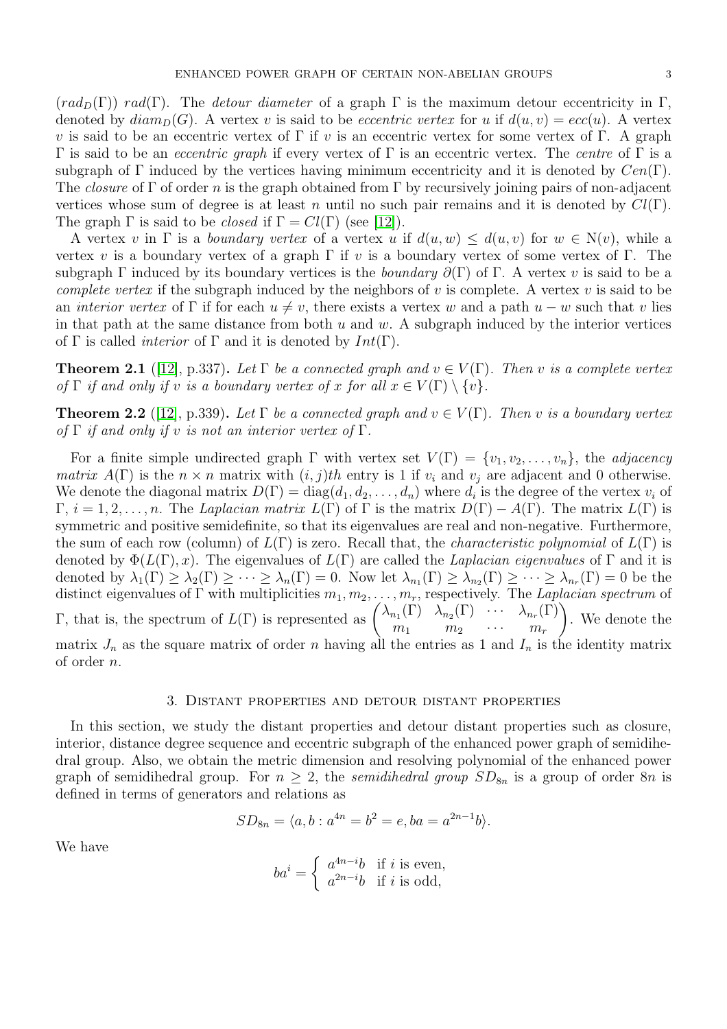($rad_D(\Gamma)$) $rad(\Gamma)$. The *detour diameter* of a graph $\Gamma$ is the maximum detour eccentricity in $\Gamma$, denoted by $diam_D(G)$. A vertex $v$ is said to be *eccentric vertex* for $u$ if $d(u,v) = ecc(u)$. A vertex $v$ is said to be an eccentric vertex of $\Gamma$ if $v$ is an eccentric vertex for some vertex of $\Gamma$. A graph $\Gamma$ is said to be an *eccentric graph* if every vertex of $\Gamma$ is an eccentric vertex. The *centre* of $\Gamma$ is a subgraph of $\Gamma$ induced by the vertices having minimum eccentricity and it is denoted by $Cen(\Gamma)$. The *closure* of $\Gamma$ of order $n$ is the graph obtained from $\Gamma$ by recursively joining pairs of non-adjacent vertices whose sum of degree is at least $n$ until no such pair remains and it is denoted by $Cl(\Gamma)$. The graph $\Gamma$ is said to be *closed* if $\Gamma = Cl(\Gamma)$ (see [12]).

A vertex $v$ in $\Gamma$ is a *boundary vertex* of a vertex $u$ if $d(u,w) \leq d(u,v)$ for $w \in \mathrm{N}(v)$, while a vertex $v$ is a boundary vertex of a graph $\Gamma$ if $v$ is a boundary vertex of some vertex of $\Gamma$. The subgraph $\Gamma$ induced by its boundary vertices is the *boundary* $\partial(\Gamma)$ of $\Gamma$. A vertex $v$ is said to be a *complete vertex* if the subgraph induced by the neighbors of $v$ is complete. A vertex $v$ is said to be an *interior vertex* of $\Gamma$ if for each $u \neq v$, there exists a vertex $w$ and a path $u - w$ such that $v$ lies in that path at the same distance from both $u$ and $w$. A subgraph induced by the interior vertices of $\Gamma$ is called *interior* of $\Gamma$ and it is denoted by $Int(\Gamma)$.

**Theorem 2.1** ([12], p.337)**.** *Let $\Gamma$ be a connected graph and $v \in V(\Gamma)$. Then $v$ is a complete vertex of $\Gamma$ if and only if $v$ is a boundary vertex of $x$ for all $x \in V(\Gamma) \setminus \{v\}$.*

**Theorem 2.2** ([12], p.339)**.** *Let $\Gamma$ be a connected graph and $v \in V(\Gamma)$. Then $v$ is a boundary vertex of $\Gamma$ if and only if $v$ is not an interior vertex of $\Gamma$.*

For a finite simple undirected graph $\Gamma$ with vertex set $V(\Gamma) = \{v_1, v_2, \ldots, v_n\}$, the *adjacency matrix* $A(\Gamma)$ is the $n \times n$ matrix with $(i,j)th$ entry is 1 if $v_i$ and $v_j$ are adjacent and 0 otherwise. We denote the diagonal matrix $D(\Gamma) = \mathrm{diag}(d_1, d_2, \ldots, d_n)$ where $d_i$ is the degree of the vertex $v_i$ of $\Gamma$, $i = 1, 2, \ldots, n$. The *Laplacian matrix* $L(\Gamma)$ of $\Gamma$ is the matrix $D(\Gamma) - A(\Gamma)$. The matrix $L(\Gamma)$ is symmetric and positive semidefinite, so that its eigenvalues are real and non-negative. Furthermore, the sum of each row (column) of $L(\Gamma)$ is zero. Recall that, the *characteristic polynomial* of $L(\Gamma)$ is denoted by $\Phi(L(\Gamma), x)$. The eigenvalues of $L(\Gamma)$ are called the *Laplacian eigenvalues* of $\Gamma$ and it is denoted by $\lambda_1(\Gamma) \geq \lambda_2(\Gamma) \geq \cdots \geq \lambda_n(\Gamma) = 0$. Now let $\lambda_{n_1}(\Gamma) \geq \lambda_{n_2}(\Gamma) \geq \cdots \geq \lambda_{n_r}(\Gamma) = 0$ be the distinct eigenvalues of $\Gamma$ with multiplicities $m_1, m_2, \ldots, m_r$, respectively. The *Laplacian spectrum* of $\Gamma$, that is, the spectrum of $L(\Gamma)$ is represented as $\begin{pmatrix} \lambda_{n_1}(\Gamma) & \lambda_{n_2}(\Gamma) & \cdots & \lambda_{n_r}(\Gamma) \\ m_1 & m_2 & \cdots & m_r \end{pmatrix}$. We denote the matrix $J_n$ as the square matrix of order $n$ having all the entries as 1 and $I_n$ is the identity matrix of order $n$.

## 3. Distant properties and detour distant properties

In this section, we study the distant properties and detour distant properties such as closure, interior, distance degree sequence and eccentric subgraph of the enhanced power graph of semidihedral group. Also, we obtain the metric dimension and resolving polynomial of the enhanced power graph of semidihedral group. For $n \geq 2$, the *semidihedral group* $SD_{8n}$ is a group of order $8n$ is defined in terms of generators and relations as

$$SD_{8n} = \langle a, b : a^{4n} = b^2 = e, ba = a^{2n-1}b \rangle.$$

We have

$$ba^i = \begin{cases} a^{4n-i}b & \text{if } i \text{ is even,} \\ a^{2n-i}b & \text{if } i \text{ is odd,} \end{cases}$$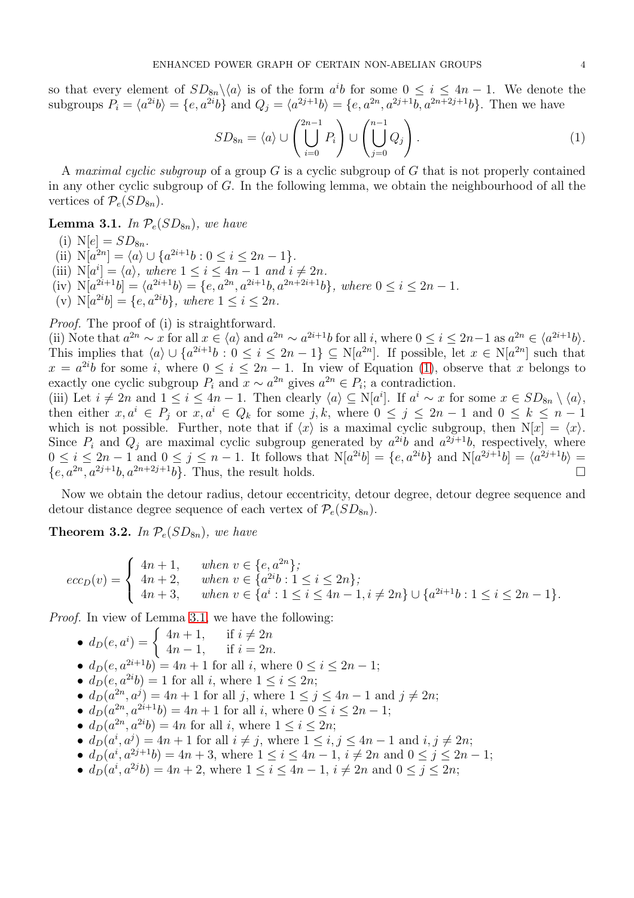so that every element of $SD_{8n} \backslash \langle a \rangle$ is of the form $a^i b$ for some $0 \leq i \leq 4n-1$. We denote the subgroups $P_i = \langle a^{2i} b \rangle = \{e, a^{2i}b\}$ and $Q_j = \langle a^{2j+1} b \rangle = \{e, a^{2n}, a^{2j+1}b, a^{2n+2j+1}b\}$. Then we have

$$SD_{8n} = \langle a \rangle \cup \left( \bigcup_{i=0}^{2n-1} P_i \right) \cup \left( \bigcup_{j=0}^{n-1} Q_j \right). \tag{1}$$

A *maximal cyclic subgroup* of a group $G$ is a cyclic subgroup of $G$ that is not properly contained in any other cyclic subgroup of $G$. In the following lemma, we obtain the neighbourhood of all the vertices of $\mathcal{P}_e(SD_{8n})$.

**Lemma 3.1.** *In $\mathcal{P}_e(SD_{8n})$, we have*

(i) $\mathrm{N}[e] = SD_{8n}$.
(ii) $\mathrm{N}[a^{2n}] = \langle a \rangle \cup \{a^{2i+1}b : 0 \leq i \leq 2n-1\}$.
(iii) $\mathrm{N}[a^i] = \langle a \rangle$, *where* $1 \leq i \leq 4n-1$ *and* $i \neq 2n$.
(iv) $\mathrm{N}[a^{2i+1}b] = \langle a^{2i+1}b \rangle = \{e, a^{2n}, a^{2i+1}b, a^{2n+2i+1}b\}$, *where* $0 \leq i \leq 2n-1$.
(v) $\mathrm{N}[a^{2i}b] = \{e, a^{2i}b\}$, *where* $1 \leq i \leq 2n$.

*Proof.* The proof of (i) is straightforward.
(ii) Note that $a^{2n} \sim x$ for all $x \in \langle a \rangle$ and $a^{2n} \sim a^{2i+1}b$ for all $i$, where $0 \leq i \leq 2n-1$ as $a^{2n} \in \langle a^{2i+1}b \rangle$. This implies that $\langle a \rangle \cup \{a^{2i+1}b : 0 \leq i \leq 2n-1\} \subseteq \mathrm{N}[a^{2n}]$. If possible, let $x \in \mathrm{N}[a^{2n}]$ such that $x = a^{2i}b$ for some $i$, where $0 \leq i \leq 2n-1$. In view of Equation (1), observe that $x$ belongs to exactly one cyclic subgroup $P_i$ and $x \sim a^{2n}$ gives $a^{2n} \in P_i$; a contradiction.
(iii) Let $i \neq 2n$ and $1 \leq i \leq 4n-1$. Then clearly $\langle a \rangle \subseteq \mathrm{N}[a^i]$. If $a^i \sim x$ for some $x \in SD_{8n} \setminus \langle a \rangle$, then either $x, a^i \in P_j$ or $x, a^i \in Q_k$ for some $j, k$, where $0 \leq j \leq 2n-1$ and $0 \leq k \leq n-1$ which is not possible. Further, note that if $\langle x \rangle$ is a maximal cyclic subgroup, then $\mathrm{N}[x] = \langle x \rangle$. Since $P_i$ and $Q_j$ are maximal cyclic subgroup generated by $a^{2i}b$ and $a^{2j+1}b$, respectively, where $0 \leq i \leq 2n-1$ and $0 \leq j \leq n-1$. It follows that $\mathrm{N}[a^{2i}b] = \{e, a^{2i}b\}$ and $\mathrm{N}[a^{2j+1}b] = \langle a^{2j+1}b \rangle = \{e, a^{2n}, a^{2j+1}b, a^{2n+2j+1}b\}$. Thus, the result holds. $\square$

Now we obtain the detour radius, detour eccentricity, detour degree, detour degree sequence and detour distance degree sequence of each vertex of $\mathcal{P}_e(SD_{8n})$.

**Theorem 3.2.** *In $\mathcal{P}_e(SD_{8n})$, we have*

$$ecc_D(v) = \begin{cases} 4n+1, & \text{when } v \in \{e, a^{2n}\}; \\ 4n+2, & \text{when } v \in \{a^{2i}b : 1 \leq i \leq 2n\}; \\ 4n+3, & \text{when } v \in \{a^i : 1 \leq i \leq 4n-1, i \neq 2n\} \cup \{a^{2i+1}b : 1 \leq i \leq 2n-1\}. \end{cases}$$

*Proof.* In view of Lemma 3.1, we have the following:

- $d_D(e, a^i) = \begin{cases} 4n+1, & \text{if } i \neq 2n \\ 4n-1, & \text{if } i = 2n. \end{cases}$
- $d_D(e, a^{2i+1}b) = 4n+1$ for all $i$, where $0 \leq i \leq 2n-1$;
- $d_D(e, a^{2i}b) = 1$ for all $i$, where $1 \leq i \leq 2n$;
- $d_D(a^{2n}, a^j) = 4n+1$ for all $j$, where $1 \leq j \leq 4n-1$ and $j \neq 2n$;
- $d_D(a^{2n}, a^{2i+1}b) = 4n+1$ for all $i$, where $0 \leq i \leq 2n-1$;
- $d_D(a^{2n}, a^{2i}b) = 4n$ for all $i$, where $1 \leq i \leq 2n$;
- $d_D(a^i, a^j) = 4n+1$ for all $i \neq j$, where $1 \leq i, j \leq 4n-1$ and $i, j \neq 2n$;
- $d_D(a^i, a^{2j+1}b) = 4n+3$, where $1 \leq i \leq 4n-1$, $i \neq 2n$ and $0 \leq j \leq 2n-1$;
- $d_D(a^i, a^{2j}b) = 4n+2$, where $1 \leq i \leq 4n-1$, $i \neq 2n$ and $0 \leq j \leq 2n$;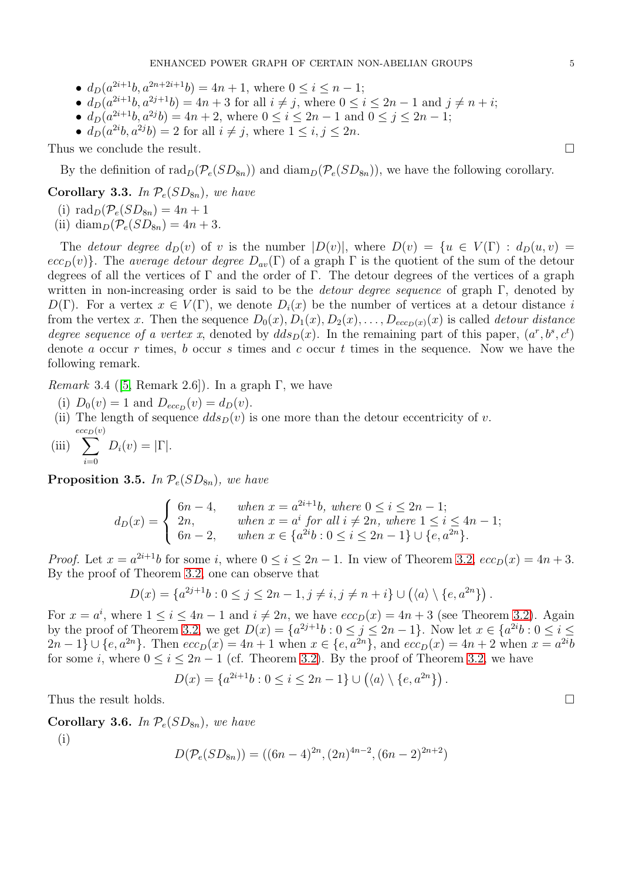- $d_D(a^{2i+1}b, a^{2n+2i+1}b) = 4n+1$, where $0 \leq i \leq n-1$;
- $d_D(a^{2i+1}b, a^{2j+1}b) = 4n+3$ for all $i \neq j$, where $0 \leq i \leq 2n-1$ and $j \neq n+i$;
- $d_D(a^{2i+1}b, a^{2j}b) = 4n+2$, where $0 \leq i \leq 2n-1$ and $0 \leq j \leq 2n-1$;
- $d_D(a^{2i}b, a^{2j}b) = 2$ for all $i \neq j$, where $1 \leq i, j \leq 2n$.

Thus we conclude the result. □

By the definition of $\text{rad}_D(\mathcal{P}_e(SD_{8n}))$ and $\text{diam}_D(\mathcal{P}_e(SD_{8n}))$, we have the following corollary.

**Corollary 3.3.** *In $\mathcal{P}_e(SD_{8n})$, we have*

(i) $\text{rad}_D(\mathcal{P}_e(SD_{8n})) = 4n+1$

(ii) $\text{diam}_D(\mathcal{P}_e(SD_{8n})) = 4n+3$.

The *detour degree* $d_D(v)$ of $v$ is the number $|D(v)|$, where $D(v) = \{u \in V(\Gamma) : d_D(u,v) = ecc_D(v)\}$. The *average detour degree* $D_{av}(\Gamma)$ of a graph $\Gamma$ is the quotient of the sum of the detour degrees of all the vertices of $\Gamma$ and the order of $\Gamma$. The detour degrees of the vertices of a graph written in non-increasing order is said to be the *detour degree sequence* of graph $\Gamma$, denoted by $D(\Gamma)$. For a vertex $x \in V(\Gamma)$, we denote $D_i(x)$ be the number of vertices at a detour distance $i$ from the vertex $x$. Then the sequence $D_0(x), D_1(x), D_2(x), \ldots, D_{ecc_D(x)}(x)$ is called *detour distance degree sequence of a vertex x*, denoted by $dds_D(x)$. In the remaining part of this paper, $(a^r, b^s, c^t)$ denote $a$ occur $r$ times, $b$ occur $s$ times and $c$ occur $t$ times in the sequence. Now we have the following remark.

*Remark* 3.4 ([5, Remark 2.6]). In a graph $\Gamma$, we have

(i) $D_0(v) = 1$ and $D_{ecc_D}(v) = d_D(v)$.

(ii) The length of sequence $dds_D(v)$ is one more than the detour eccentricity of $v$.

(iii) $\sum_{i=0}^{ecc_D(v)} D_i(v) = |\Gamma|$.

**Proposition 3.5.** *In $\mathcal{P}_e(SD_{8n})$, we have*

$$d_D(x) = \begin{cases} 6n-4, & \text{when } x = a^{2i+1}b, \text{ where } 0 \leq i \leq 2n-1; \\ 2n, & \text{when } x = a^i \text{ for all } i \neq 2n, \text{ where } 1 \leq i \leq 4n-1; \\ 6n-2, & \text{when } x \in \{a^{2i}b : 0 \leq i \leq 2n-1\} \cup \{e, a^{2n}\}. \end{cases}$$

*Proof.* Let $x = a^{2i+1}b$ for some $i$, where $0 \leq i \leq 2n-1$. In view of Theorem 3.2, $ecc_D(x) = 4n+3$. By the proof of Theorem 3.2, one can observe that

$$D(x) = \{a^{2j+1}b : 0 \leq j \leq 2n-1, j \neq i, j \neq n+i\} \cup (\langle a \rangle \setminus \{e, a^{2n}\}).$$

For $x = a^i$, where $1 \leq i \leq 4n-1$ and $i \neq 2n$, we have $ecc_D(x) = 4n+3$ (see Theorem 3.2). Again by the proof of Theorem 3.2, we get $D(x) = \{a^{2j+1}b : 0 \leq j \leq 2n-1\}$. Now let $x \in \{a^{2i}b : 0 \leq i \leq 2n-1\} \cup \{e, a^{2n}\}$. Then $ecc_D(x) = 4n+1$ when $x \in \{e, a^{2n}\}$, and $ecc_D(x) = 4n+2$ when $x = a^{2i}b$ for some $i$, where $0 \leq i \leq 2n-1$ (cf. Theorem 3.2). By the proof of Theorem 3.2, we have

$$D(x) = \{a^{2i+1}b : 0 \leq i \leq 2n-1\} \cup (\langle a \rangle \setminus \{e, a^{2n}\}).$$

Thus the result holds. □

**Corollary 3.6.** *In $\mathcal{P}_e(SD_{8n})$, we have*

(i)

$$D(\mathcal{P}_e(SD_{8n})) = ((6n-4)^{2n}, (2n)^{4n-2}, (6n-2)^{2n+2})$$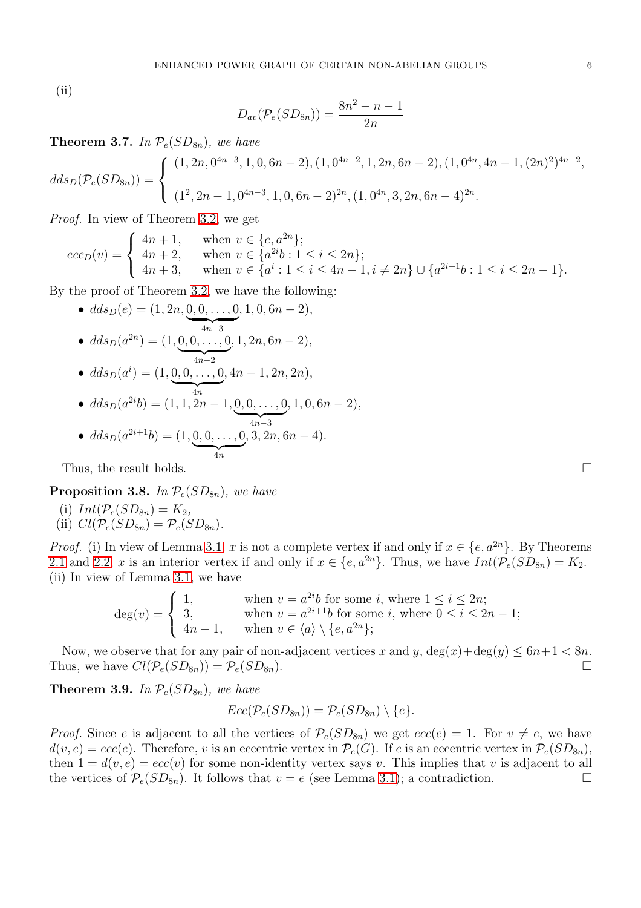(ii)

$$D_{av}(\mathcal{P}_e(SD_{8n})) = \frac{8n^2 - n - 1}{2n}$$

**Theorem 3.7.** *In $\mathcal{P}_e(SD_{8n})$, we have*

$$dds_D(\mathcal{P}_e(SD_{8n})) = \begin{cases} (1, 2n, 0^{4n-3}, 1, 0, 6n-2), (1, 0^{4n-2}, 1, 2n, 6n-2), (1, 0^{4n}, 4n-1, (2n)^2)^{4n-2}, \\ (1^2, 2n-1, 0^{4n-3}, 1, 0, 6n-2)^{2n}, (1, 0^{4n}, 3, 2n, 6n-4)^{2n}. \end{cases}$$

*Proof.* In view of Theorem 3.2, we get

$$ecc_D(v) = \begin{cases} 4n+1, & \text{when } v \in \{e, a^{2n}\}; \\ 4n+2, & \text{when } v \in \{a^{2i}b : 1 \leq i \leq 2n\}; \\ 4n+3, & \text{when } v \in \{a^i : 1 \leq i \leq 4n-1, i \neq 2n\} \cup \{a^{2i+1}b : 1 \leq i \leq 2n-1\}. \end{cases}$$

By the proof of Theorem 3.2, we have the following:

- $dds_D(e) = (1, 2n, \underbrace{0, 0, \ldots, 0}_{4n-3}, 1, 0, 6n-2)$,
- $dds_D(a^{2n}) = (1, \underbrace{0, 0, \ldots, 0}_{4n-2}, 1, 2n, 6n-2)$,
- $dds_D(a^i) = (1, \underbrace{0, 0, \ldots, 0}_{4n}, 4n-1, 2n, 2n)$,
- $dds_D(a^{2i}b) = (1, 1, 2n-1, \underbrace{0, 0, \ldots, 0}_{4n-3}, 1, 0, 6n-2)$,
- $dds_D(a^{2i+1}b) = (1, \underbrace{0, 0, \ldots, 0}_{4n}, 3, 2n, 6n-4)$.

Thus, the result holds. $\square$

**Proposition 3.8.** *In $\mathcal{P}_e(SD_{8n})$, we have*

(i) $Int(\mathcal{P}_e(SD_{8n}) = K_2$,
(ii) $Cl(\mathcal{P}_e(SD_{8n}) = \mathcal{P}_e(SD_{8n})$.

*Proof.* (i) In view of Lemma 3.1, $x$ is not a complete vertex if and only if $x \in \{e, a^{2n}\}$. By Theorems 2.1 and 2.2, $x$ is an interior vertex if and only if $x \in \{e, a^{2n}\}$. Thus, we have $Int(\mathcal{P}_e(SD_{8n}) = K_2$.
(ii) In view of Lemma 3.1, we have

$$\deg(v) = \begin{cases} 1, & \text{when } v = a^{2i}b \text{ for some } i, \text{ where } 1 \leq i \leq 2n; \\ 3, & \text{when } v = a^{2i+1}b \text{ for some } i, \text{ where } 0 \leq i \leq 2n-1; \\ 4n-1, & \text{when } v \in \langle a \rangle \setminus \{e, a^{2n}\}; \end{cases}$$

Now, we observe that for any pair of non-adjacent vertices $x$ and $y$, $\deg(x) + \deg(y) \leq 6n+1 < 8n$. Thus, we have $Cl(\mathcal{P}_e(SD_{8n})) = \mathcal{P}_e(SD_{8n})$. $\square$

**Theorem 3.9.** *In $\mathcal{P}_e(SD_{8n})$, we have*

$$Ecc(\mathcal{P}_e(SD_{8n})) = \mathcal{P}_e(SD_{8n}) \setminus \{e\}.$$

*Proof.* Since $e$ is adjacent to all the vertices of $\mathcal{P}_e(SD_{8n})$ we get $ecc(e) = 1$. For $v \neq e$, we have $d(v, e) = ecc(e)$. Therefore, $v$ is an eccentric vertex in $\mathcal{P}_e(G)$. If $e$ is an eccentric vertex in $\mathcal{P}_e(SD_{8n})$, then $1 = d(v, e) = ecc(v)$ for some non-identity vertex says $v$. This implies that $v$ is adjacent to all the vertices of $\mathcal{P}_e(SD_{8n})$. It follows that $v = e$ (see Lemma 3.1); a contradiction. $\square$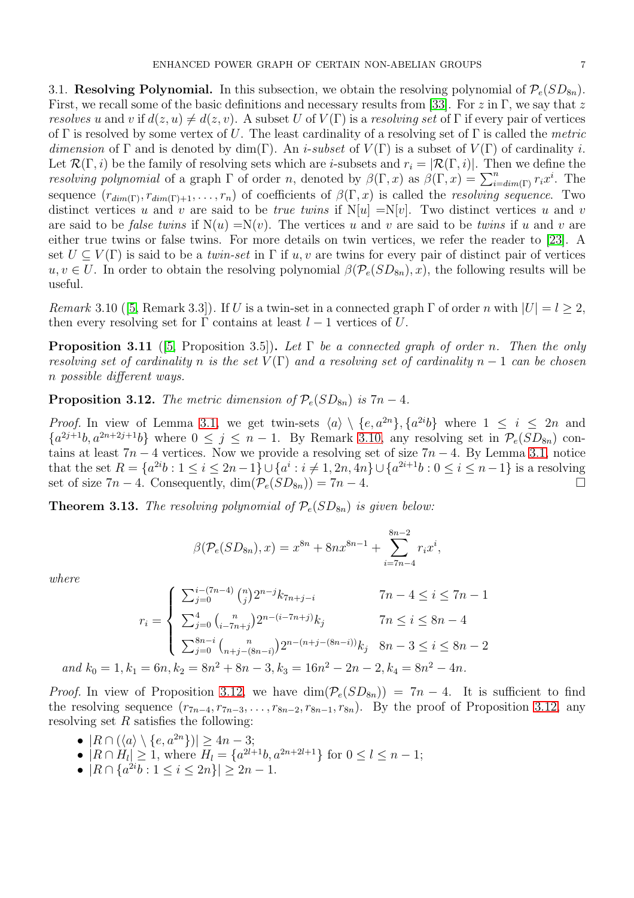3.1. **Resolving Polynomial.** In this subsection, we obtain the resolving polynomial of $\mathcal{P}_e(SD_{8n})$. First, we recall some of the basic definitions and necessary results from [33]. For $z$ in $\Gamma$, we say that $z$ *resolves* $u$ and $v$ if $d(z,u) \neq d(z,v)$. A subset $U$ of $V(\Gamma)$ is a *resolving set* of $\Gamma$ if every pair of vertices of $\Gamma$ is resolved by some vertex of $U$. The least cardinality of a resolving set of $\Gamma$ is called the *metric dimension* of $\Gamma$ and is denoted by $\dim(\Gamma)$. An *i-subset* of $V(\Gamma)$ is a subset of $V(\Gamma)$ of cardinality $i$. Let $\mathcal{R}(\Gamma, i)$ be the family of resolving sets which are $i$-subsets and $r_i = |\mathcal{R}(\Gamma, i)|$. Then we define the *resolving polynomial* of a graph $\Gamma$ of order $n$, denoted by $\beta(\Gamma, x)$ as $\beta(\Gamma, x) = \sum_{i=dim(\Gamma)}^{n} r_i x^i$. The sequence $(r_{dim(\Gamma)}, r_{dim(\Gamma)+1}, \ldots, r_n)$ of coefficients of $\beta(\Gamma, x)$ is called the *resolving sequence*. Two distinct vertices $u$ and $v$ are said to be *true twins* if $\mathrm{N}[u] = \mathrm{N}[v]$. Two distinct vertices $u$ and $v$ are said to be *false twins* if $\mathrm{N}(u) = \mathrm{N}(v)$. The vertices $u$ and $v$ are said to be *twins* if $u$ and $v$ are either true twins or false twins. For more details on twin vertices, we refer the reader to [23]. A set $U \subseteq V(\Gamma)$ is said to be a *twin-set* in $\Gamma$ if $u, v$ are twins for every pair of distinct pair of vertices $u, v \in U$. In order to obtain the resolving polynomial $\beta(\mathcal{P}_e(SD_{8n}), x)$, the following results will be useful.

*Remark* 3.10 ([5, Remark 3.3]). If $U$ is a twin-set in a connected graph $\Gamma$ of order $n$ with $|U| = l \geq 2$, then every resolving set for $\Gamma$ contains at least $l-1$ vertices of $U$.

**Proposition 3.11** ([5, Proposition 3.5])**.** *Let $\Gamma$ be a connected graph of order $n$. Then the only resolving set of cardinality $n$ is the set $V(\Gamma)$ and a resolving set of cardinality $n-1$ can be chosen $n$ possible different ways.*

**Proposition 3.12.** *The metric dimension of $\mathcal{P}_e(SD_{8n})$ is $7n-4$.*

*Proof.* In view of Lemma 3.1, we get twin-sets $\langle a \rangle \setminus \{e, a^{2n}\}, \{a^{2i}b\}$ where $1 \leq i \leq 2n$ and $\{a^{2j+1}b, a^{2n+2j+1}b\}$ where $0 \leq j \leq n-1$. By Remark 3.10, any resolving set in $\mathcal{P}_e(SD_{8n})$ contains at least $7n-4$ vertices. Now we provide a resolving set of size $7n-4$. By Lemma 3.1, notice that the set $R = \{a^{2i}b : 1 \leq i \leq 2n-1\} \cup \{a^i : i \neq 1, 2n, 4n\} \cup \{a^{2i+1}b : 0 \leq i \leq n-1\}$ is a resolving set of size $7n-4$. Consequently, $\dim(\mathcal{P}_e(SD_{8n})) = 7n-4$. $\square$

**Theorem 3.13.** *The resolving polynomial of $\mathcal{P}_e(SD_{8n})$ is given below:*

$$\beta(\mathcal{P}_e(SD_{8n}), x) = x^{8n} + 8nx^{8n-1} + \sum_{i=7n-4}^{8n-2} r_i x^i,$$

*where*

$$r_i = \begin{cases} \sum_{j=0}^{i-(7n-4)} \binom{n}{j} 2^{n-j} k_{7n+j-i} & 7n-4 \leq i \leq 7n-1 \\ \sum_{j=0}^{4} \binom{n}{i-7n+j} 2^{n-(i-7n+j)} k_j & 7n \leq i \leq 8n-4 \\ \sum_{j=0}^{8n-i} \binom{n}{n+j-(8n-i)} 2^{n-(n+j-(8n-i))} k_j & 8n-3 \leq i \leq 8n-2 \end{cases}$$

*and* $k_0 = 1, k_1 = 6n, k_2 = 8n^2 + 8n - 3, k_3 = 16n^2 - 2n - 2, k_4 = 8n^2 - 4n.$

*Proof.* In view of Proposition 3.12, we have $\dim(\mathcal{P}_e(SD_{8n})) = 7n-4$. It is sufficient to find the resolving sequence $(r_{7n-4}, r_{7n-3}, \ldots, r_{8n-2}, r_{8n-1}, r_{8n})$. By the proof of Proposition 3.12, any resolving set $R$ satisfies the following:

- $|R \cap (\langle a \rangle \setminus \{e, a^{2n}\})| \geq 4n-3$;
- $|R \cap H_l| \geq 1$, where $H_l = \{a^{2l+1}b, a^{2n+2l+1}b\}$ for $0 \leq l \leq n-1$;
- $|R \cap \{a^{2i}b : 1 \leq i \leq 2n\}| \geq 2n-1$.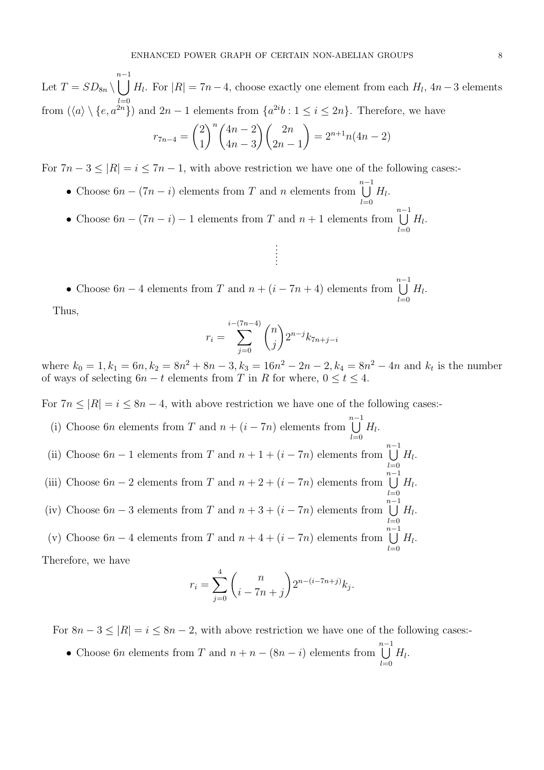Let $T = SD_{8n} \setminus \bigcup\limits_{l=0}^{n-1} H_l$. For $|R| = 7n-4$, choose exactly one element from each $H_l$, $4n-3$ elements from $(\langle a \rangle \setminus \{e, a^{2n}\})$ and $2n-1$ elements from $\{a^{2i}b : 1 \leq i \leq 2n\}$. Therefore, we have

$$r_{7n-4} = \binom{2}{1}^n \binom{4n-2}{4n-3} \binom{2n}{2n-1} = 2^{n+1} n(4n-2)$$

For $7n-3 \leq |R| = i \leq 7n-1$, with above restriction we have one of the following cases:-

- Choose $6n-(7n-i)$ elements from $T$ and $n$ elements from $\bigcup\limits_{l=0}^{n-1} H_l$.
- Choose $6n-(7n-i)-1$ elements from $T$ and $n+1$ elements from $\bigcup\limits_{l=0}^{n-1} H_l$.

$$\vdots$$

- Choose $6n-4$ elements from $T$ and $n+(i-7n+4)$ elements from $\bigcup\limits_{l=0}^{n-1} H_l$.

Thus,

$$r_i = \sum_{j=0}^{i-(7n-4)} \binom{n}{j} 2^{n-j} k_{7n+j-i}$$

where $k_0 = 1, k_1 = 6n, k_2 = 8n^2+8n-3, k_3 = 16n^2-2n-2, k_4 = 8n^2-4n$ and $k_t$ is the number of ways of selecting $6n-t$ elements from $T$ in $R$ for where, $0 \leq t \leq 4$.

For $7n \leq |R| = i \leq 8n-4$, with above restriction we have one of the following cases:-

(i) Choose $6n$ elements from $T$ and $n+(i-7n)$ elements from $\bigcup\limits_{l=0}^{n-1} H_l$.

(ii) Choose $6n-1$ elements from $T$ and $n+1+(i-7n)$ elements from $\bigcup\limits_{l=0}^{n-1} H_l$.

(iii) Choose $6n-2$ elements from $T$ and $n+2+(i-7n)$ elements from $\bigcup\limits_{l=0}^{n-1} H_l$.

(iv) Choose $6n-3$ elements from $T$ and $n+3+(i-7n)$ elements from $\bigcup\limits_{l=0}^{n-1} H_l$.

(v) Choose $6n-4$ elements from $T$ and $n+4+(i-7n)$ elements from $\bigcup\limits_{l=0}^{n-1} H_l$.

Therefore, we have

$$r_i = \sum_{j=0}^{4} \binom{n}{i-7n+j} 2^{n-(i-7n+j)} k_j.$$

For $8n-3 \leq |R| = i \leq 8n-2$, with above restriction we have one of the following cases:-

- Choose $6n$ elements from $T$ and $n+n-(8n-i)$ elements from $\bigcup\limits_{l=0}^{n-1} H_l$.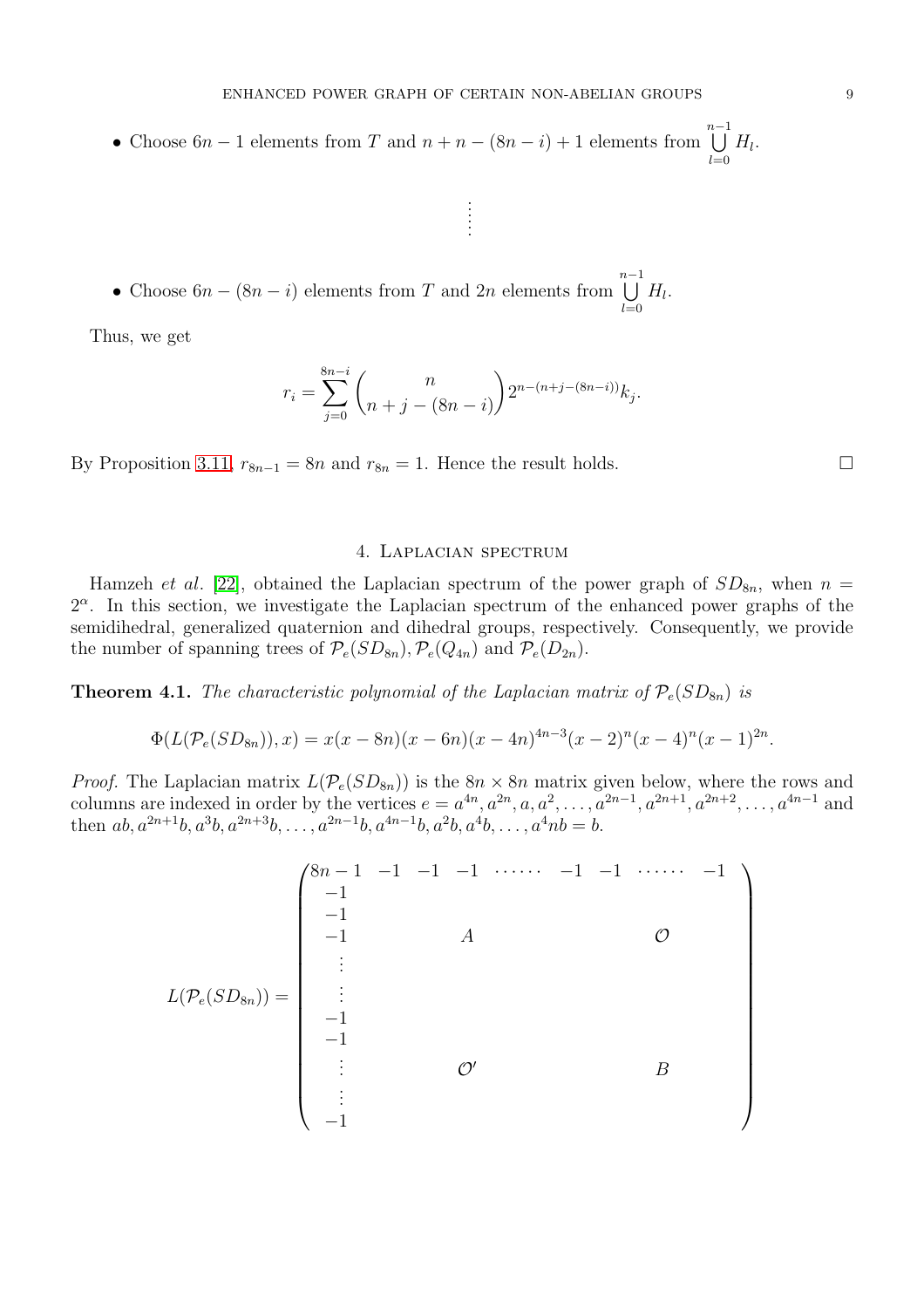- Choose $6n-1$ elements from $T$ and $n+n-(8n-i)+1$ elements from $\bigcup_{l=0}^{n-1} H_l$.

$$\vdots$$

- Choose $6n-(8n-i)$ elements from $T$ and $2n$ elements from $\bigcup_{l=0}^{n-1} H_l$.

Thus, we get

$$r_i = \sum_{j=0}^{8n-i} \binom{n}{n+j-(8n-i)} 2^{n-(n+j-(8n-i))} k_j.$$

By Proposition 3.11, $r_{8n-1} = 8n$ and $r_{8n} = 1$. Hence the result holds. $\square$

## 4. Laplacian spectrum

Hamzeh *et al.* [22], obtained the Laplacian spectrum of the power graph of $SD_{8n}$, when $n = 2^\alpha$. In this section, we investigate the Laplacian spectrum of the enhanced power graphs of the semidihedral, generalized quaternion and dihedral groups, respectively. Consequently, we provide the number of spanning trees of $\mathcal{P}_e(SD_{8n}), \mathcal{P}_e(Q_{4n})$ and $\mathcal{P}_e(D_{2n})$.

**Theorem 4.1.** *The characteristic polynomial of the Laplacian matrix of $\mathcal{P}_e(SD_{8n})$ is*

$$\Phi(L(\mathcal{P}_e(SD_{8n})), x) = x(x-8n)(x-6n)(x-4n)^{4n-3}(x-2)^n(x-4)^n(x-1)^{2n}.$$

*Proof.* The Laplacian matrix $L(\mathcal{P}_e(SD_{8n}))$ is the $8n \times 8n$ matrix given below, where the rows and columns are indexed in order by the vertices $e = a^{4n}, a^{2n}, a, a^2, \ldots, a^{2n-1}, a^{2n+1}, a^{2n+2}, \ldots, a^{4n-1}$ and then $ab, a^{2n+1}b, a^3b, a^{2n+3}b, \ldots, a^{2n-1}b, a^{4n-1}b, a^2b, a^4b, \ldots, a^4nb = b$.

$$L(\mathcal{P}_e(SD_{8n})) = \begin{pmatrix} 8n-1 & -1 & -1 & -1 & \cdots\cdots & -1 & -1 & \cdots\cdots & -1 \\ -1 & & & & & & & & \\ -1 & & & & & & & & \\ -1 & & & A & & & & \mathcal{O} & \\ \vdots & & & & & & & & \\ \vdots & & & & & & & & \\ -1 & & & & & & & & \\ -1 & & & & & & & & \\ \vdots & & & \mathcal{O}' & & & & B & \\ \vdots & & & & & & & & \\ -1 & & & & & & & & \end{pmatrix}$$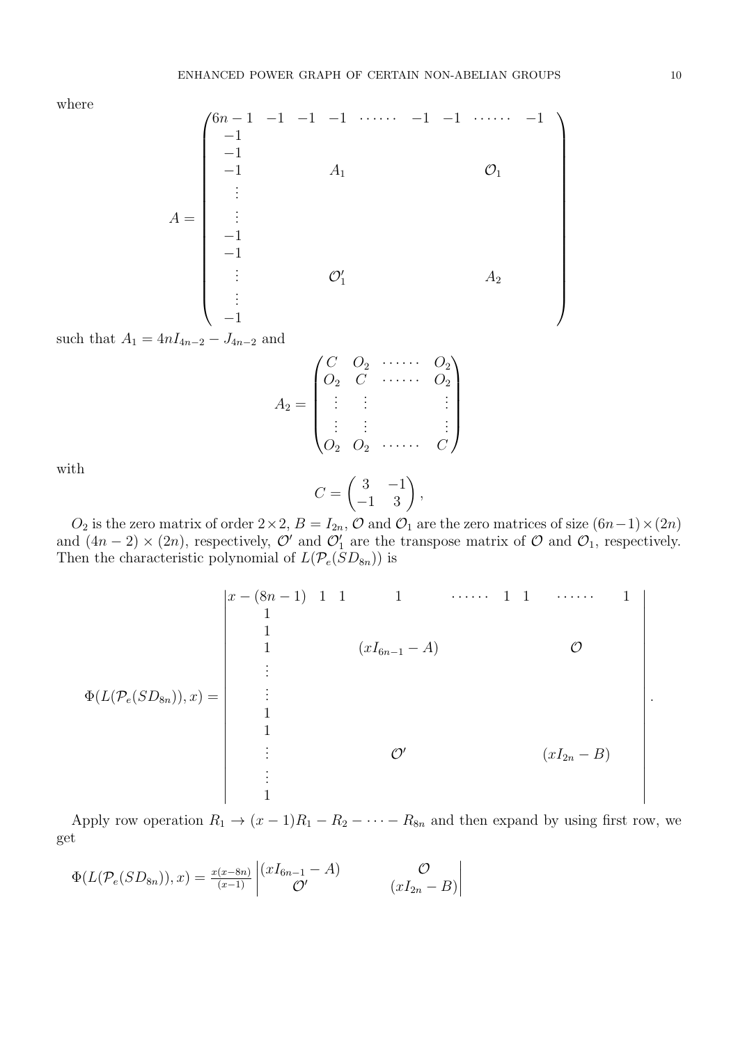where

$$A = \begin{pmatrix} 6n-1 & -1 & -1 & -1 & \cdots\cdots & -1 & -1 & \cdots\cdots & -1 \\ -1 & & & & & & & & \\ -1 & & & & & & & & \\ -1 & & & A_1 & & & & \mathcal{O}_1 & \\ \vdots & & & & & & & & \\ \vdots & & & & & & & & \\ -1 & & & & & & & & \\ -1 & & & & & & & & \\ \vdots & & & \mathcal{O}_1' & & & & A_2 & \\ \vdots & & & & & & & & \\ -1 & & & & & & & & \end{pmatrix}$$

such that $A_1 = 4nI_{4n-2} - J_{4n-2}$ and

$$A_2 = \begin{pmatrix} C & O_2 & \cdots\cdots & O_2 \\ O_2 & C & \cdots\cdots & O_2 \\ \vdots & \vdots & & \vdots \\ \vdots & \vdots & & \vdots \\ O_2 & O_2 & \cdots\cdots & C \end{pmatrix}$$

with

$$C = \begin{pmatrix} 3 & -1 \\ -1 & 3 \end{pmatrix},$$

$O_2$ is the zero matrix of order $2 \times 2$, $B = I_{2n}$, $\mathcal{O}$ and $\mathcal{O}_1$ are the zero matrices of size $(6n-1) \times (2n)$ and $(4n-2) \times (2n)$, respectively, $\mathcal{O}'$ and $\mathcal{O}_1'$ are the transpose matrix of $\mathcal{O}$ and $\mathcal{O}_1$, respectively. Then the characteristic polynomial of $L(\mathcal{P}_e(SD_{8n}))$ is

$$\Phi(L(\mathcal{P}_e(SD_{8n})), x) = \begin{vmatrix} x-(8n-1) & 1 & 1 & 1 & \cdots\cdots & 1 & 1 & \cdots\cdots & 1 \\ 1 & & & & & & & & \\ 1 & & & & & & & & \\ 1 & & & (xI_{6n-1} - A) & & & & \mathcal{O} & \\ \vdots & & & & & & & & \\ \vdots & & & & & & & & \\ 1 & & & & & & & & \\ 1 & & & & & & & & \\ \vdots & & & \mathcal{O}' & & & & (xI_{2n} - B) & \\ \vdots & & & & & & & & \\ 1 & & & & & & & & \end{vmatrix}.$$

Apply row operation $R_1 \to (x-1)R_1 - R_2 - \cdots - R_{8n}$ and then expand by using first row, we get

$$\Phi(L(\mathcal{P}_e(SD_{8n})), x) = \frac{x(x-8n)}{(x-1)} \begin{vmatrix} (xI_{6n-1} - A) & \mathcal{O} \\ \mathcal{O}' & (xI_{2n} - B) \end{vmatrix}$$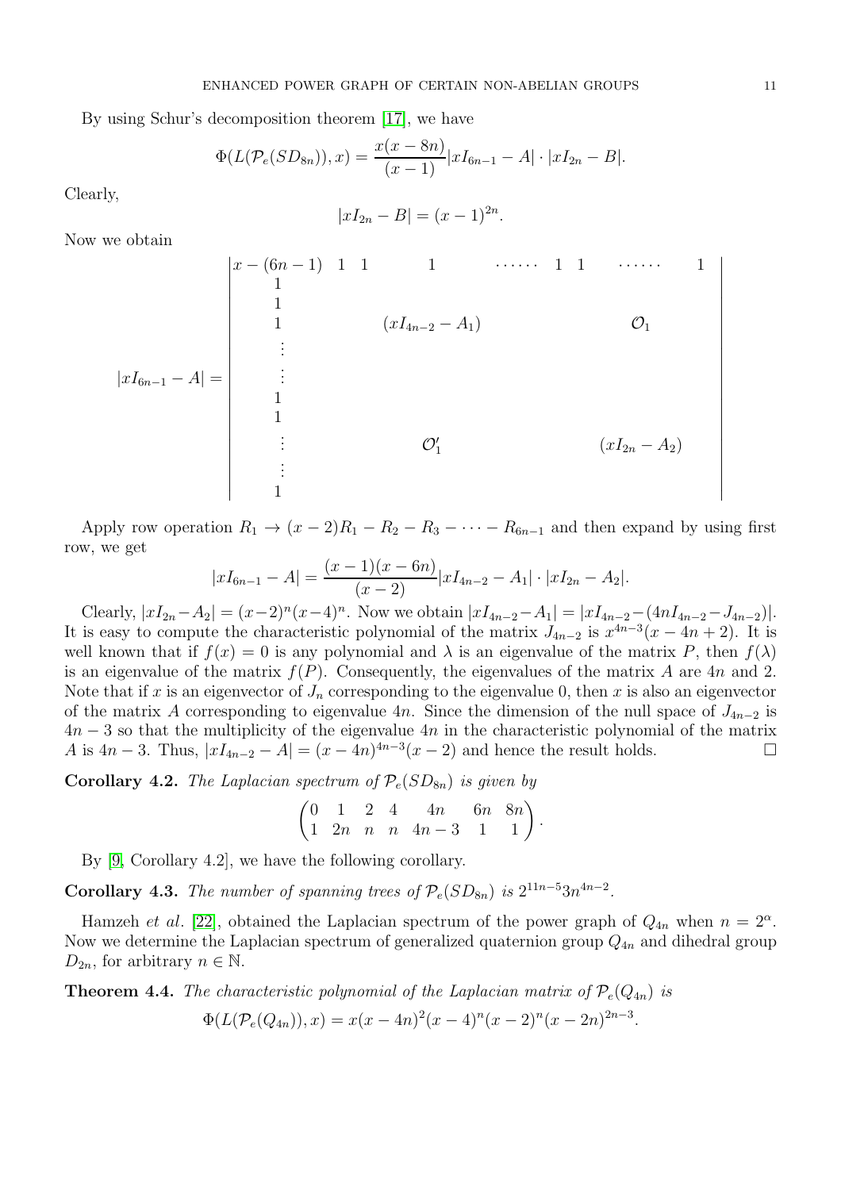By using Schur's decomposition theorem [17], we have

$$\Phi(L(\mathcal{P}_e(SD_{8n})), x) = \frac{x(x-8n)}{(x-1)}|xI_{6n-1} - A| \cdot |xI_{2n} - B|.$$

Clearly,

$$|xI_{2n} - B| = (x-1)^{2n}.$$

Now we obtain

$$|xI_{6n-1} - A| = \begin{vmatrix} x-(6n-1) & 1 \quad 1 & 1 & \cdots\cdots & 1 \quad 1 & \cdots\cdots & 1 \\ 1 & & & & & & \\ 1 & & & & & & \\ 1 & & (xI_{4n-2} - A_1) & & & \mathcal{O}_1 & \\ \vdots & & & & & & \\ \vdots & & & & & & \\ 1 & & & & & & \\ 1 & & & & & & \\ \vdots & & \mathcal{O}_1' & & & (xI_{2n} - A_2) & \\ \vdots & & & & & & \\ 1 & & & & & & \end{vmatrix}$$

Apply row operation $R_1 \to (x-2)R_1 - R_2 - R_3 - \cdots - R_{6n-1}$ and then expand by using first row, we get

$$|xI_{6n-1} - A| = \frac{(x-1)(x-6n)}{(x-2)}|xI_{4n-2} - A_1| \cdot |xI_{2n} - A_2|.$$

Clearly, $|xI_{2n} - A_2| = (x-2)^n(x-4)^n$. Now we obtain $|xI_{4n-2} - A_1| = |xI_{4n-2} - (4nI_{4n-2} - J_{4n-2})|$. It is easy to compute the characteristic polynomial of the matrix $J_{4n-2}$ is $x^{4n-3}(x-4n+2)$. It is well known that if $f(x) = 0$ is any polynomial and $\lambda$ is an eigenvalue of the matrix $P$, then $f(\lambda)$ is an eigenvalue of the matrix $f(P)$. Consequently, the eigenvalues of the matrix $A$ are $4n$ and 2. Note that if $x$ is an eigenvector of $J_n$ corresponding to the eigenvalue 0, then $x$ is also an eigenvector of the matrix $A$ corresponding to eigenvalue $4n$. Since the dimension of the null space of $J_{4n-2}$ is $4n-3$ so that the multiplicity of the eigenvalue $4n$ in the characteristic polynomial of the matrix $A$ is $4n-3$. Thus, $|xI_{4n-2} - A| = (x-4n)^{4n-3}(x-2)$ and hence the result holds. □

**Corollary 4.2.** *The Laplacian spectrum of $\mathcal{P}_e(SD_{8n})$ is given by*

$$\begin{pmatrix} 0 & 1 & 2 & 4 & 4n & 6n & 8n \\ 1 & 2n & n & n & 4n-3 & 1 & 1 \end{pmatrix}.$$

By [9, Corollary 4.2], we have the following corollary.

**Corollary 4.3.** *The number of spanning trees of $\mathcal{P}_e(SD_{8n})$ is $2^{11n-5}3n^{4n-2}$.*

Hamzeh *et al.* [22], obtained the Laplacian spectrum of the power graph of $Q_{4n}$ when $n = 2^\alpha$. Now we determine the Laplacian spectrum of generalized quaternion group $Q_{4n}$ and dihedral group $D_{2n}$, for arbitrary $n \in \mathbb{N}$.

**Theorem 4.4.** *The characteristic polynomial of the Laplacian matrix of $\mathcal{P}_e(Q_{4n})$ is*

$$\Phi(L(\mathcal{P}_e(Q_{4n})), x) = x(x-4n)^2(x-4)^n(x-2)^n(x-2n)^{2n-3}.$$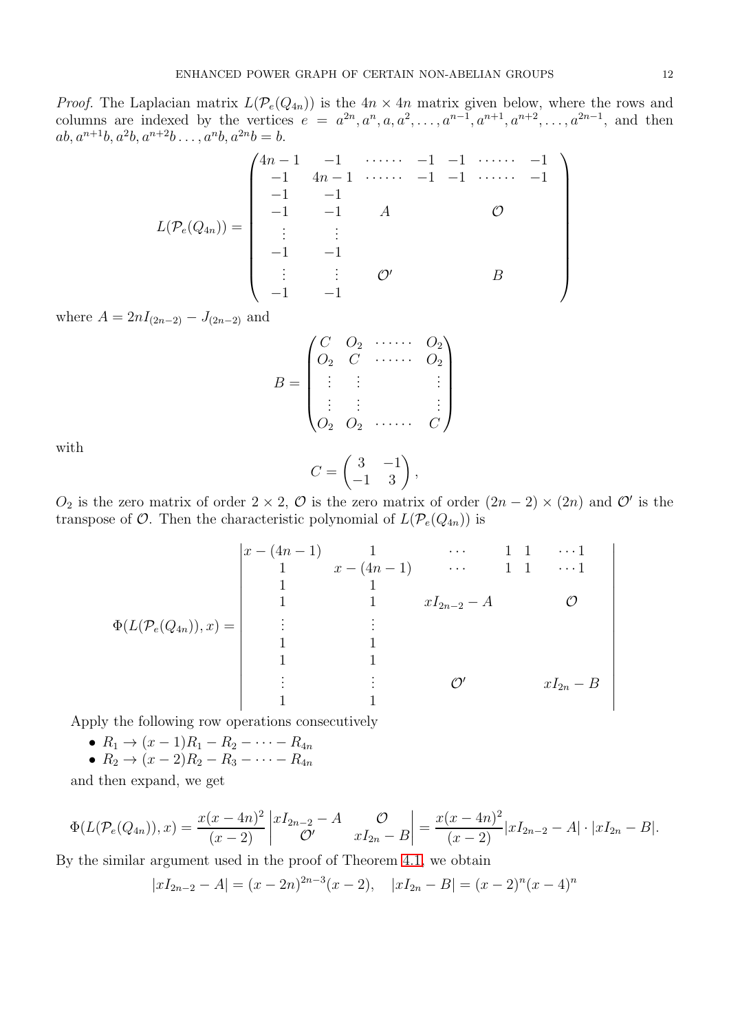*Proof.* The Laplacian matrix $L(\mathcal{P}_e(Q_{4n}))$ is the $4n \times 4n$ matrix given below, where the rows and columns are indexed by the vertices $e = a^{2n}, a^n, a, a^2, \ldots, a^{n-1}, a^{n+1}, a^{n+2}, \ldots, a^{2n-1}$, and then $ab, a^{n+1}b, a^2b, a^{n+2}b \ldots, a^nb, a^{2n}b = b$.

$$L(\mathcal{P}_e(Q_{4n})) = \begin{pmatrix} 4n-1 & -1 & \cdots\cdots & -1 & -1 & \cdots\cdots & -1 \\ -1 & 4n-1 & \cdots\cdots & -1 & -1 & \cdots\cdots & -1 \\ -1 & -1 & & & & & \\ -1 & -1 & & A & & \mathcal{O} & \\ \vdots & \vdots & & & & & \\ -1 & -1 & & & & & \\ \vdots & \vdots & & \mathcal{O}' & & B & \\ -1 & -1 & & & & & \end{pmatrix}$$

where $A = 2nI_{(2n-2)} - J_{(2n-2)}$ and

$$B = \begin{pmatrix} C & O_2 & \cdots\cdots & O_2 \\ O_2 & C & \cdots\cdots & O_2 \\ \vdots & \vdots & & \vdots \\ \vdots & \vdots & & \vdots \\ O_2 & O_2 & \cdots\cdots & C \end{pmatrix}$$

with

$$C = \begin{pmatrix} 3 & -1 \\ -1 & 3 \end{pmatrix},$$

$O_2$ is the zero matrix of order $2 \times 2$, $\mathcal{O}$ is the zero matrix of order $(2n-2) \times (2n)$ and $\mathcal{O}'$ is the transpose of $\mathcal{O}$. Then the characteristic polynomial of $L(\mathcal{P}_e(Q_{4n}))$ is

$$\Phi(L(\mathcal{P}_e(Q_{4n})), x) = \begin{vmatrix} x-(4n-1) & 1 & \cdots & 1 & 1 & \cdots 1 \\ 1 & x-(4n-1) & \cdots & 1 & 1 & \cdots 1 \\ 1 & 1 & & & & \\ 1 & 1 & xI_{2n-2} - A & & \mathcal{O} & \\ \vdots & \vdots & & & & \\ 1 & 1 & & & & \\ 1 & 1 & & & & \\ \vdots & \vdots & \mathcal{O}' & & xI_{2n} - B & \\ 1 & 1 & & & & \end{vmatrix}$$

Apply the following row operations consecutively

- $R_1 \to (x-1)R_1 - R_2 - \cdots - R_{4n}$
- $R_2 \to (x-2)R_2 - R_3 - \cdots - R_{4n}$

and then expand, we get

$$\Phi(L(\mathcal{P}_e(Q_{4n})), x) = \frac{x(x-4n)^2}{(x-2)} \begin{vmatrix} xI_{2n-2} - A & \mathcal{O} \\ \mathcal{O}' & xI_{2n} - B \end{vmatrix} = \frac{x(x-4n)^2}{(x-2)} |xI_{2n-2} - A| \cdot |xI_{2n} - B|.$$

By the similar argument used in the proof of Theorem 4.1, we obtain

$$|xI_{2n-2} - A| = (x-2n)^{2n-3}(x-2), \quad |xI_{2n} - B| = (x-2)^n(x-4)^n$$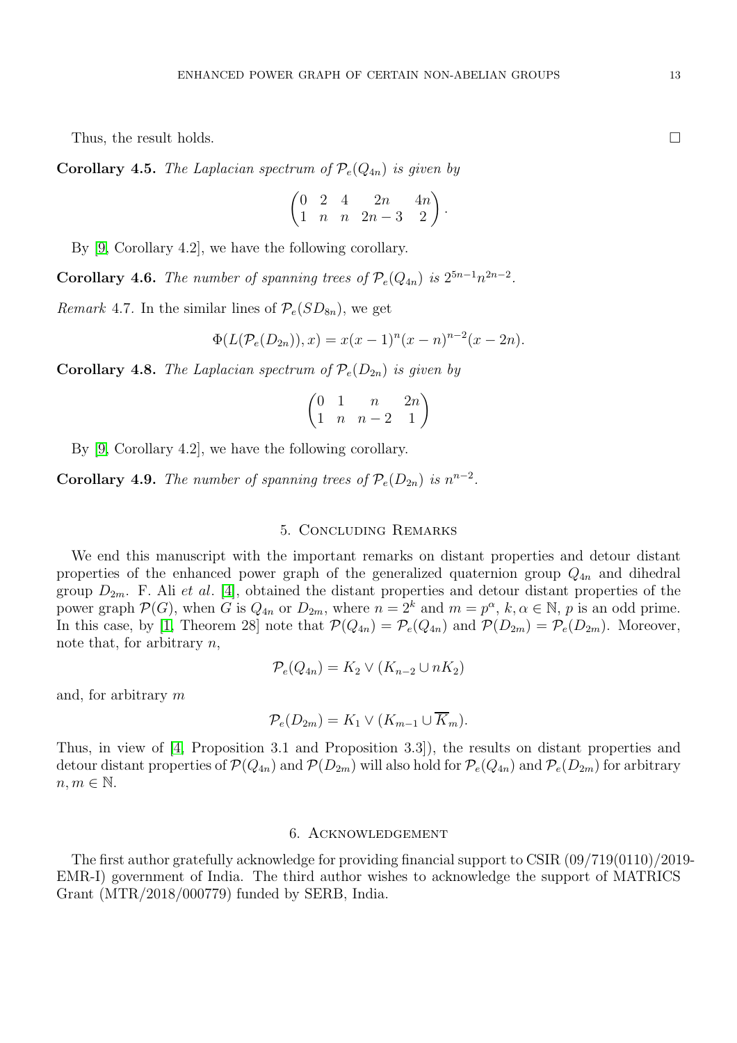Thus, the result holds. □

**Corollary 4.5.** *The Laplacian spectrum of $\mathcal{P}_e(Q_{4n})$ is given by*

$$\begin{pmatrix} 0 & 2 & 4 & 2n & 4n \\ 1 & n & n & 2n-3 & 2 \end{pmatrix}.$$

By [9, Corollary 4.2], we have the following corollary.

**Corollary 4.6.** *The number of spanning trees of $\mathcal{P}_e(Q_{4n})$ is $2^{5n-1}n^{2n-2}$.*

*Remark* 4.7. In the similar lines of $\mathcal{P}_e(SD_{8n})$, we get

$$\Phi(L(\mathcal{P}_e(D_{2n})), x) = x(x-1)^n(x-n)^{n-2}(x-2n).$$

**Corollary 4.8.** *The Laplacian spectrum of $\mathcal{P}_e(D_{2n})$ is given by*

$$\begin{pmatrix} 0 & 1 & n & 2n \\ 1 & n & n-2 & 1 \end{pmatrix}$$

By [9, Corollary 4.2], we have the following corollary.

**Corollary 4.9.** *The number of spanning trees of $\mathcal{P}_e(D_{2n})$ is $n^{n-2}$.*

## 5. Concluding Remarks

We end this manuscript with the important remarks on distant properties and detour distant properties of the enhanced power graph of the generalized quaternion group $Q_{4n}$ and dihedral group $D_{2m}$. F. Ali *et al*. [4], obtained the distant properties and detour distant properties of the power graph $\mathcal{P}(G)$, when $G$ is $Q_{4n}$ or $D_{2m}$, where $n = 2^k$ and $m = p^\alpha$, $k, \alpha \in \mathbb{N}$, $p$ is an odd prime. In this case, by [1, Theorem 28] note that $\mathcal{P}(Q_{4n}) = \mathcal{P}_e(Q_{4n})$ and $\mathcal{P}(D_{2m}) = \mathcal{P}_e(D_{2m})$. Moreover, note that, for arbitrary $n$,

$$\mathcal{P}_e(Q_{4n}) = K_2 \vee (K_{n-2} \cup nK_2)$$

and, for arbitrary $m$

$$\mathcal{P}_e(D_{2m}) = K_1 \vee (K_{m-1} \cup \overline{K}_m).$$

Thus, in view of [4, Proposition 3.1 and Proposition 3.3]), the results on distant properties and detour distant properties of $\mathcal{P}(Q_{4n})$ and $\mathcal{P}(D_{2m})$ will also hold for $\mathcal{P}_e(Q_{4n})$ and $\mathcal{P}_e(D_{2m})$ for arbitrary $n, m \in \mathbb{N}$.

## 6. Acknowledgement

The first author gratefully acknowledge for providing financial support to CSIR (09/719(0110)/2019-EMR-I) government of India. The third author wishes to acknowledge the support of MATRICS Grant (MTR/2018/000779) funded by SERB, India.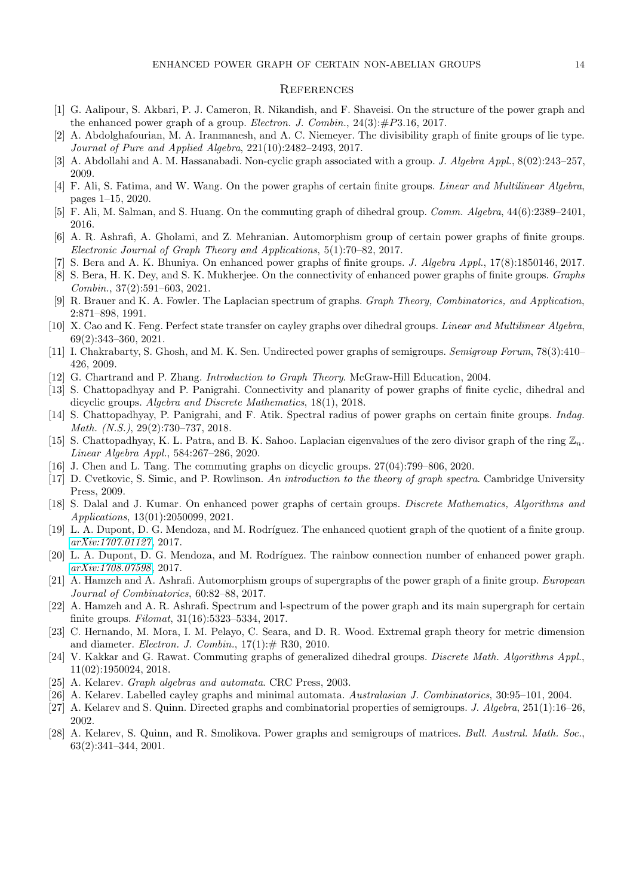## References

[1] G. Aalipour, S. Akbari, P. J. Cameron, R. Nikandish, and F. Shaveisi. On the structure of the power graph and the enhanced power graph of a group. *Electron. J. Combin.*, 24(3):#P3.16, 2017.

[2] A. Abdolghafourian, M. A. Iranmanesh, and A. C. Niemeyer. The divisibility graph of finite groups of lie type. *Journal of Pure and Applied Algebra*, 221(10):2482–2493, 2017.

[3] A. Abdollahi and A. M. Hassanabadi. Non-cyclic graph associated with a group. *J. Algebra Appl.*, 8(02):243–257, 2009.

[4] F. Ali, S. Fatima, and W. Wang. On the power graphs of certain finite groups. *Linear and Multilinear Algebra*, pages 1–15, 2020.

[5] F. Ali, M. Salman, and S. Huang. On the commuting graph of dihedral group. *Comm. Algebra*, 44(6):2389–2401, 2016.

[6] A. R. Ashrafi, A. Gholami, and Z. Mehranian. Automorphism group of certain power graphs of finite groups. *Electronic Journal of Graph Theory and Applications*, 5(1):70–82, 2017.

[7] S. Bera and A. K. Bhuniya. On enhanced power graphs of finite groups. *J. Algebra Appl.*, 17(8):1850146, 2017.

[8] S. Bera, H. K. Dey, and S. K. Mukherjee. On the connectivity of enhanced power graphs of finite groups. *Graphs Combin.*, 37(2):591–603, 2021.

[9] R. Brauer and K. A. Fowler. The Laplacian spectrum of graphs. *Graph Theory, Combinatorics, and Application*, 2:871–898, 1991.

[10] X. Cao and K. Feng. Perfect state transfer on cayley graphs over dihedral groups. *Linear and Multilinear Algebra*, 69(2):343–360, 2021.

[11] I. Chakrabarty, S. Ghosh, and M. K. Sen. Undirected power graphs of semigroups. *Semigroup Forum*, 78(3):410–426, 2009.

[12] G. Chartrand and P. Zhang. *Introduction to Graph Theory*. McGraw-Hill Education, 2004.

[13] S. Chattopadhyay and P. Panigrahi. Connectivity and planarity of power graphs of finite cyclic, dihedral and dicyclic groups. *Algebra and Discrete Mathematics*, 18(1), 2018.

[14] S. Chattopadhyay, P. Panigrahi, and F. Atik. Spectral radius of power graphs on certain finite groups. *Indag. Math. (N.S.)*, 29(2):730–737, 2018.

[15] S. Chattopadhyay, K. L. Patra, and B. K. Sahoo. Laplacian eigenvalues of the zero divisor graph of the ring $\mathbb{Z}_n$. *Linear Algebra Appl.*, 584:267–286, 2020.

[16] J. Chen and L. Tang. The commuting graphs on dicyclic groups. 27(04):799–806, 2020.

[17] D. Cvetkovic, S. Simic, and P. Rowlinson. *An introduction to the theory of graph spectra*. Cambridge University Press, 2009.

[18] S. Dalal and J. Kumar. On enhanced power graphs of certain groups. *Discrete Mathematics, Algorithms and Applications*, 13(01):2050099, 2021.

[19] L. A. Dupont, D. G. Mendoza, and M. Rodríguez. The enhanced quotient graph of the quotient of a finite group. *arXiv:1707.01127*, 2017.

[20] L. A. Dupont, D. G. Mendoza, and M. Rodríguez. The rainbow connection number of enhanced power graph. *arXiv:1708.07598*, 2017.

[21] A. Hamzeh and A. Ashrafi. Automorphism groups of supergraphs of the power graph of a finite group. *European Journal of Combinatorics*, 60:82–88, 2017.

[22] A. Hamzeh and A. R. Ashrafi. Spectrum and l-spectrum of the power graph and its main supergraph for certain finite groups. *Filomat*, 31(16):5323–5334, 2017.

[23] C. Hernando, M. Mora, I. M. Pelayo, C. Seara, and D. R. Wood. Extremal graph theory for metric dimension and diameter. *Electron. J. Combin.*, 17(1):# R30, 2010.

[24] V. Kakkar and G. Rawat. Commuting graphs of generalized dihedral groups. *Discrete Math. Algorithms Appl.*, 11(02):1950024, 2018.

[25] A. Kelarev. *Graph algebras and automata*. CRC Press, 2003.

[26] A. Kelarev. Labelled cayley graphs and minimal automata. *Australasian J. Combinatorics*, 30:95–101, 2004.

[27] A. Kelarev and S. Quinn. Directed graphs and combinatorial properties of semigroups. *J. Algebra*, 251(1):16–26, 2002.

[28] A. Kelarev, S. Quinn, and R. Smolikova. Power graphs and semigroups of matrices. *Bull. Austral. Math. Soc.*, 63(2):341–344, 2001.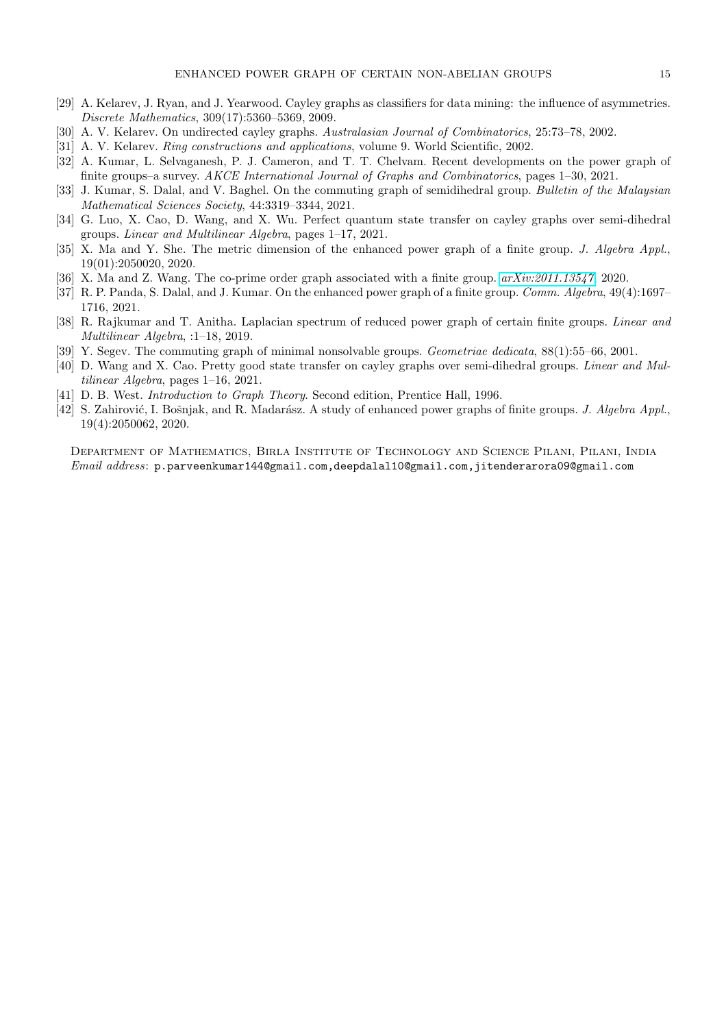[29] A. Kelarev, J. Ryan, and J. Yearwood. Cayley graphs as classifiers for data mining: the influence of asymmetries. *Discrete Mathematics*, 309(17):5360–5369, 2009.

[30] A. V. Kelarev. On undirected cayley graphs. *Australasian Journal of Combinatorics*, 25:73–78, 2002.

[31] A. V. Kelarev. *Ring constructions and applications*, volume 9. World Scientific, 2002.

[32] A. Kumar, L. Selvaganesh, P. J. Cameron, and T. T. Chelvam. Recent developments on the power graph of finite groups–a survey. *AKCE International Journal of Graphs and Combinatorics*, pages 1–30, 2021.

[33] J. Kumar, S. Dalal, and V. Baghel. On the commuting graph of semidihedral group. *Bulletin of the Malaysian Mathematical Sciences Society*, 44:3319–3344, 2021.

[34] G. Luo, X. Cao, D. Wang, and X. Wu. Perfect quantum state transfer on cayley graphs over semi-dihedral groups. *Linear and Multilinear Algebra*, pages 1–17, 2021.

[35] X. Ma and Y. She. The metric dimension of the enhanced power graph of a finite group. *J. Algebra Appl.*, 19(01):2050020, 2020.

[36] X. Ma and Z. Wang. The co-prime order graph associated with a finite group. *arXiv:2011.13547*, 2020.

[37] R. P. Panda, S. Dalal, and J. Kumar. On the enhanced power graph of a finite group. *Comm. Algebra*, 49(4):1697–1716, 2021.

[38] R. Rajkumar and T. Anitha. Laplacian spectrum of reduced power graph of certain finite groups. *Linear and Multilinear Algebra*, :1–18, 2019.

[39] Y. Segev. The commuting graph of minimal nonsolvable groups. *Geometriae dedicata*, 88(1):55–66, 2001.

[40] D. Wang and X. Cao. Pretty good state transfer on cayley graphs over semi-dihedral groups. *Linear and Multilinear Algebra*, pages 1–16, 2021.

[41] D. B. West. *Introduction to Graph Theory*. Second edition, Prentice Hall, 1996.

[42] S. Zahirović, I. Bošnjak, and R. Madarász. A study of enhanced power graphs of finite groups. *J. Algebra Appl.*, 19(4):2050062, 2020.

Department of Mathematics, Birla Institute of Technology and Science Pilani, Pilani, India
*Email address*: p.parveenkumar144@gmail.com,deepdalal10@gmail.com,jitenderarora09@gmail.com